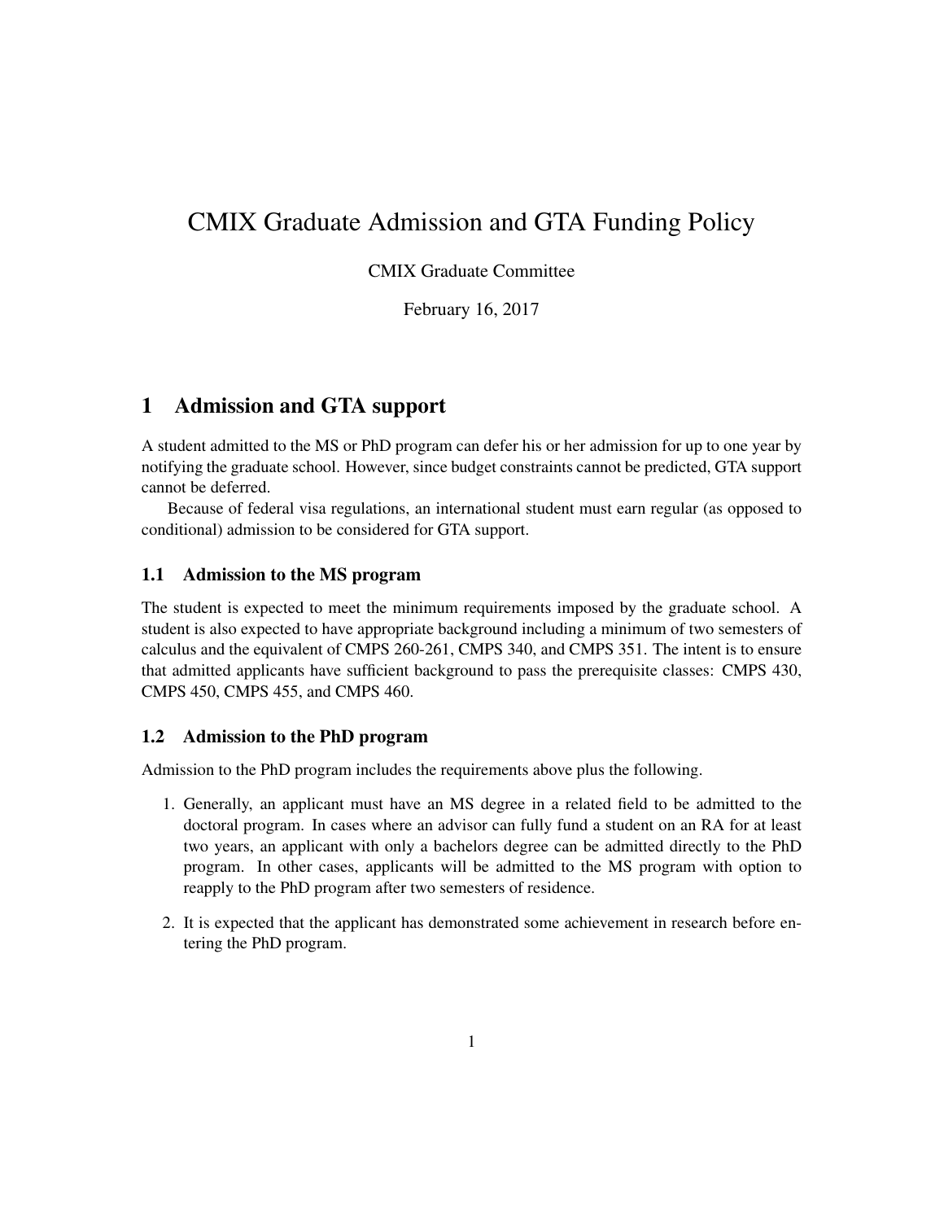# CMIX Graduate Admission and GTA Funding Policy

CMIX Graduate Committee

February 16, 2017

## 1 Admission and GTA support

A student admitted to the MS or PhD program can defer his or her admission for up to one year by notifying the graduate school. However, since budget constraints cannot be predicted, GTA support cannot be deferred.

Because of federal visa regulations, an international student must earn regular (as opposed to conditional) admission to be considered for GTA support.

### 1.1 Admission to the MS program

The student is expected to meet the minimum requirements imposed by the graduate school. A student is also expected to have appropriate background including a minimum of two semesters of calculus and the equivalent of CMPS 260-261, CMPS 340, and CMPS 351. The intent is to ensure that admitted applicants have sufficient background to pass the prerequisite classes: CMPS 430, CMPS 450, CMPS 455, and CMPS 460.

### 1.2 Admission to the PhD program

Admission to the PhD program includes the requirements above plus the following.

1. Generally, an applicant must have an MS degree in a related field to be admitted to the doctoral program. In cases where an advisor can fully fund a student on an RA for at least two years, an applicant with only a bachelors degree can be admitted directly to the PhD program. In other cases, applicants will be admitted to the MS program with option to reapply to the PhD program after two semesters of residence.

2. It is expected that the applicant has demonstrated some achievement in research before entering the PhD program.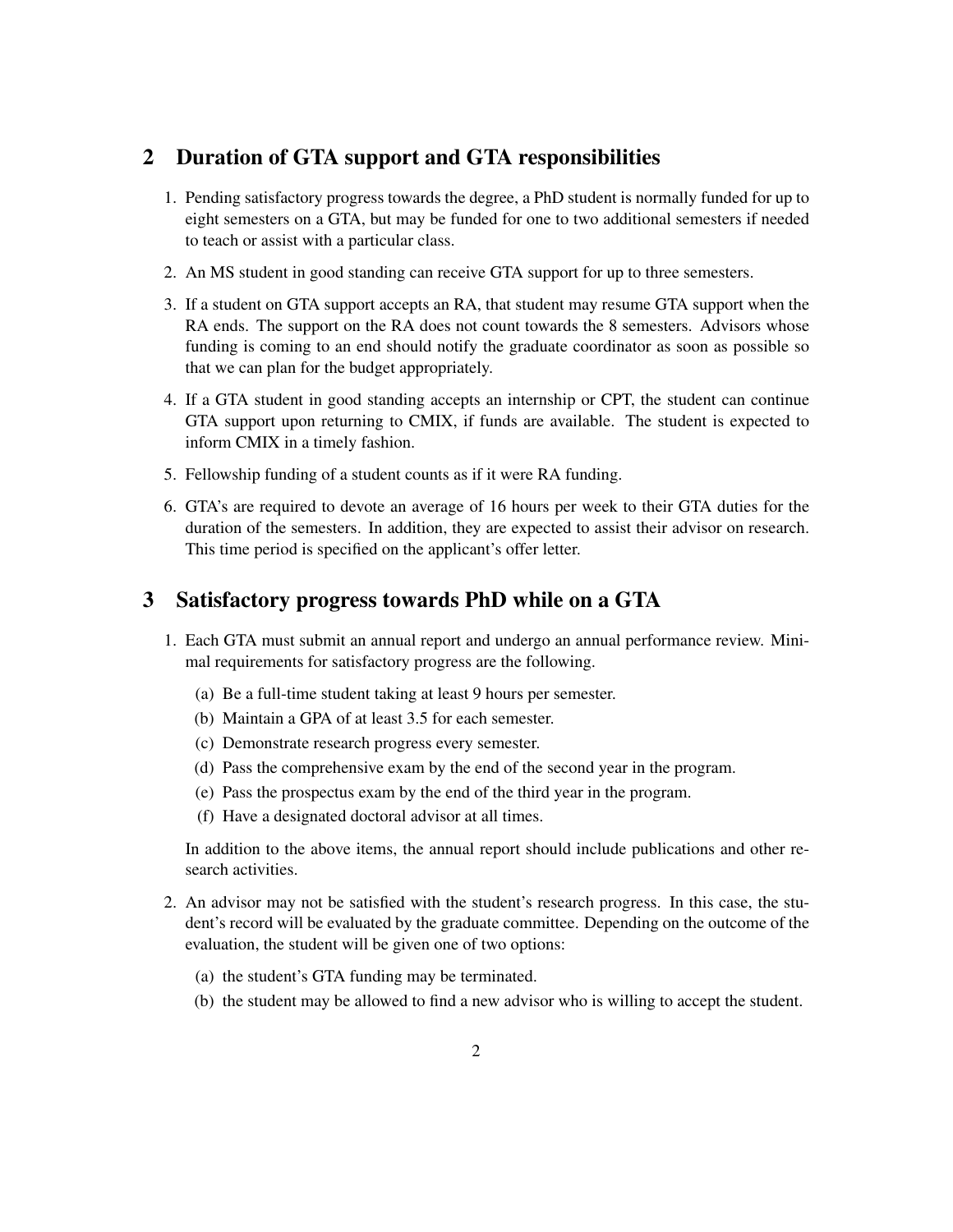## 2 Duration of GTA support and GTA responsibilities

1. Pending satisfactory progress towards the degree, a PhD student is normally funded for up to eight semesters on a GTA, but may be funded for one to two additional semesters if needed to teach or assist with a particular class.
2. An MS student in good standing can receive GTA support for up to three semesters.
3. If a student on GTA support accepts an RA, that student may resume GTA support when the RA ends. The support on the RA does not count towards the 8 semesters. Advisors whose funding is coming to an end should notify the graduate coordinator as soon as possible so that we can plan for the budget appropriately.
4. If a GTA student in good standing accepts an internship or CPT, the student can continue GTA support upon returning to CMIX, if funds are available. The student is expected to inform CMIX in a timely fashion.
5. Fellowship funding of a student counts as if it were RA funding.
6. GTA's are required to devote an average of 16 hours per week to their GTA duties for the duration of the semesters. In addition, they are expected to assist their advisor on research. This time period is specified on the applicant's offer letter.

## 3 Satisfactory progress towards PhD while on a GTA

1. Each GTA must submit an annual report and undergo an annual performance review. Minimal requirements for satisfactory progress are the following.
   (a) Be a full-time student taking at least 9 hours per semester.
   (b) Maintain a GPA of at least 3.5 for each semester.
   (c) Demonstrate research progress every semester.
   (d) Pass the comprehensive exam by the end of the second year in the program.
   (e) Pass the prospectus exam by the end of the third year in the program.
   (f) Have a designated doctoral advisor at all times.

   In addition to the above items, the annual report should include publications and other research activities.
2. An advisor may not be satisfied with the student's research progress. In this case, the student's record will be evaluated by the graduate committee. Depending on the outcome of the evaluation, the student will be given one of two options:
   (a) the student's GTA funding may be terminated.
   (b) the student may be allowed to find a new advisor who is willing to accept the student.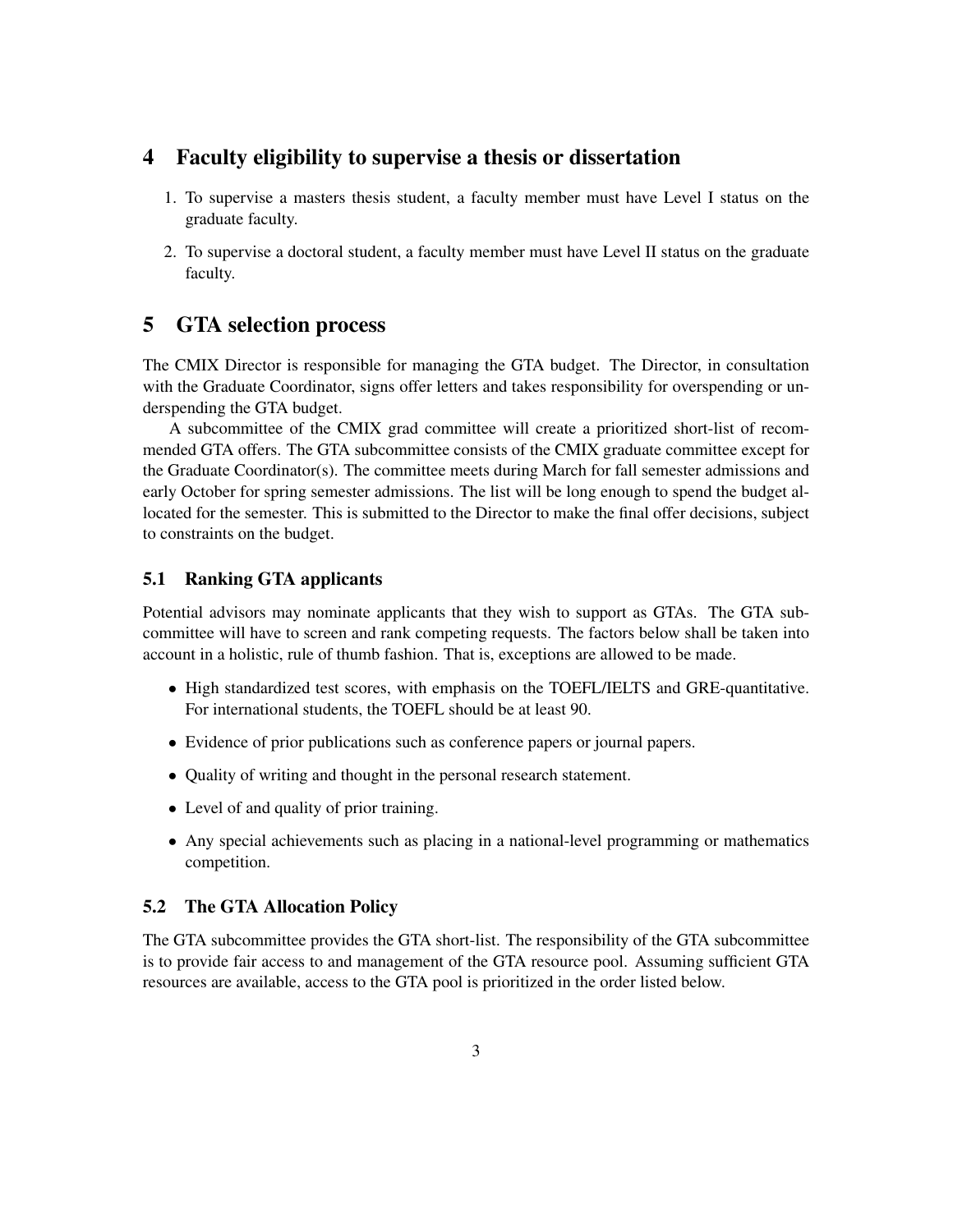## 4 Faculty eligibility to supervise a thesis or dissertation

1. To supervise a masters thesis student, a faculty member must have Level I status on the graduate faculty.
2. To supervise a doctoral student, a faculty member must have Level II status on the graduate faculty.

## 5 GTA selection process

The CMIX Director is responsible for managing the GTA budget. The Director, in consultation with the Graduate Coordinator, signs offer letters and takes responsibility for overspending or underspending the GTA budget.

A subcommittee of the CMIX grad committee will create a prioritized short-list of recommended GTA offers. The GTA subcommittee consists of the CMIX graduate committee except for the Graduate Coordinator(s). The committee meets during March for fall semester admissions and early October for spring semester admissions. The list will be long enough to spend the budget allocated for the semester. This is submitted to the Director to make the final offer decisions, subject to constraints on the budget.

### 5.1 Ranking GTA applicants

Potential advisors may nominate applicants that they wish to support as GTAs. The GTA subcommittee will have to screen and rank competing requests. The factors below shall be taken into account in a holistic, rule of thumb fashion. That is, exceptions are allowed to be made.

- High standardized test scores, with emphasis on the TOEFL/IELTS and GRE-quantitative. For international students, the TOEFL should be at least 90.
- Evidence of prior publications such as conference papers or journal papers.
- Quality of writing and thought in the personal research statement.
- Level of and quality of prior training.
- Any special achievements such as placing in a national-level programming or mathematics competition.

### 5.2 The GTA Allocation Policy

The GTA subcommittee provides the GTA short-list. The responsibility of the GTA subcommittee is to provide fair access to and management of the GTA resource pool. Assuming sufficient GTA resources are available, access to the GTA pool is prioritized in the order listed below.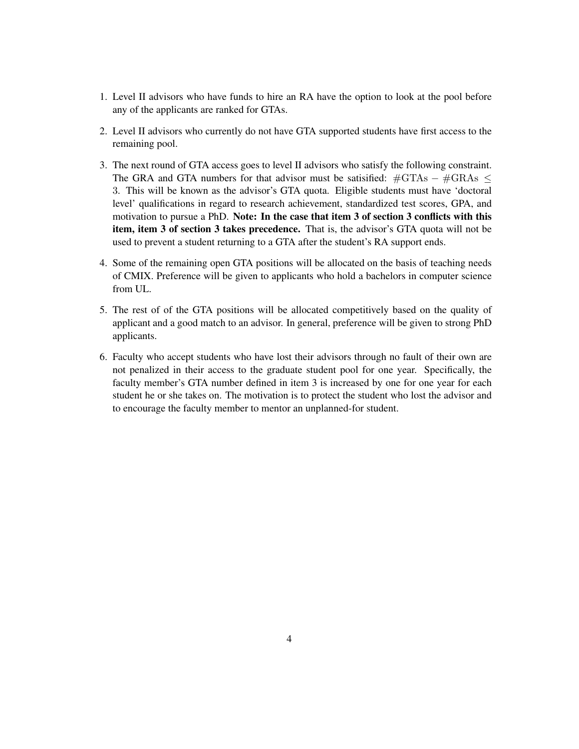1. Level II advisors who have funds to hire an RA have the option to look at the pool before any of the applicants are ranked for GTAs.
2. Level II advisors who currently do not have GTA supported students have first access to the remaining pool.
3. The next round of GTA access goes to level II advisors who satisfy the following constraint. The GRA and GTA numbers for that advisor must be satisified: $\#\mathrm{GTAs} - \#\mathrm{GRAs} \leq 3$. This will be known as the advisor's GTA quota. Eligible students must have 'doctoral level' qualifications in regard to research achievement, standardized test scores, GPA, and motivation to pursue a PhD. **Note: In the case that item 3 of section 3 conflicts with this item, item 3 of section 3 takes precedence.** That is, the advisor's GTA quota will not be used to prevent a student returning to a GTA after the student's RA support ends.
4. Some of the remaining open GTA positions will be allocated on the basis of teaching needs of CMIX. Preference will be given to applicants who hold a bachelors in computer science from UL.
5. The rest of of the GTA positions will be allocated competitively based on the quality of applicant and a good match to an advisor. In general, preference will be given to strong PhD applicants.
6. Faculty who accept students who have lost their advisors through no fault of their own are not penalized in their access to the graduate student pool for one year. Specifically, the faculty member's GTA number defined in item 3 is increased by one for one year for each student he or she takes on. The motivation is to protect the student who lost the advisor and to encourage the faculty member to mentor an unplanned-for student.